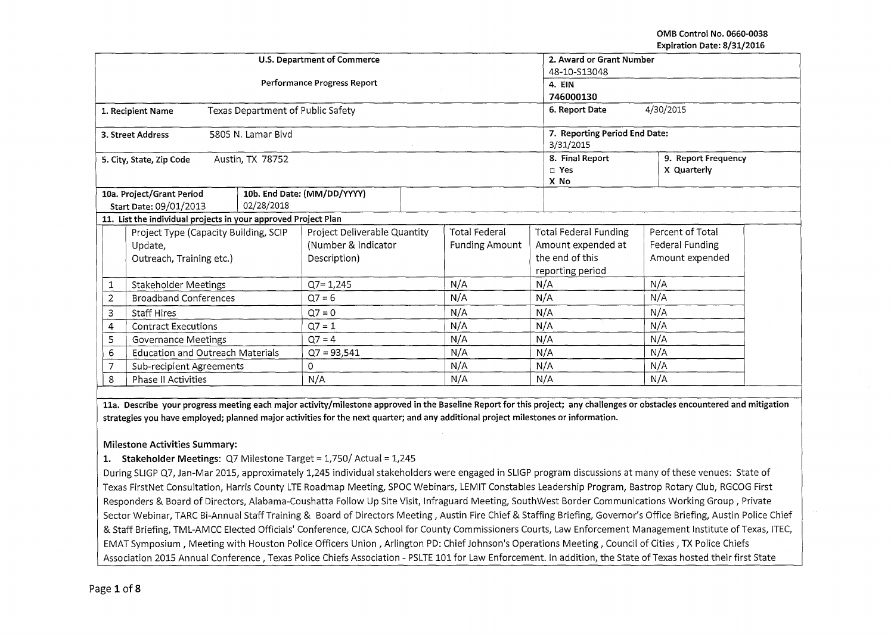OMB Control No. 0660-0038
Expiration Date: 8/31/2016

| U.S. Department of Commerce<br>Performance Progress Report | | 2. Award or Grant Number<br>48-10-S13048 | |
|---|---|---|---|
| | | 4. EIN<br>746000130 | |
| 1. Recipient Name | Texas Department of Public Safety | 6. Report Date | 4/30/2015 |
| 3. Street Address | 5805 N. Lamar Blvd | 7. Reporting Period End Date:<br>3/31/2015 | |
| 5. City, State, Zip Code | Austin, TX 78752 | 8. Final Report<br>□ Yes<br>X No | 9. Report Frequency<br>X Quarterly |
| 10a. Project/Grant Period<br>Start Date: 09/01/2013 | 10b. End Date: (MM/DD/YYYY)<br>02/28/2018 | | |

**11. List the individual projects in your approved Project Plan**

| | Project Type (Capacity Building, SCIP Update, Outreach, Training etc.) | Project Deliverable Quantity (Number & Indicator Description) | Total Federal Funding Amount | Total Federal Funding Amount expended at the end of this reporting period | Percent of Total Federal Funding Amount expended |
|---|---|---|---|---|---|
| 1 | Stakeholder Meetings | Q7= 1,245 | N/A | N/A | N/A |
| 2 | Broadband Conferences | Q7 = 6 | N/A | N/A | N/A |
| 3 | Staff Hires | Q7 = 0 | N/A | N/A | N/A |
| 4 | Contract Executions | Q7 = 1 | N/A | N/A | N/A |
| 5 | Governance Meetings | Q7 = 4 | N/A | N/A | N/A |
| 6 | Education and Outreach Materials | Q7 = 93,541 | N/A | N/A | N/A |
| 7 | Sub-recipient Agreements | 0 | N/A | N/A | N/A |
| 8 | Phase II Activities | N/A | N/A | N/A | N/A |

**11a. Describe your progress meeting each major activity/milestone approved in the Baseline Report for this project; any challenges or obstacles encountered and mitigation strategies you have employed; planned major activities for the next quarter; and any additional project milestones or information.**

**Milestone Activities Summary:**

1. **Stakeholder Meetings**: Q7 Milestone Target = 1,750/ Actual = 1,245

During SLIGP Q7, Jan-Mar 2015, approximately 1,245 individual stakeholders were engaged in SLIGP program discussions at many of these venues: State of Texas FirstNet Consultation, Harris County LTE Roadmap Meeting, SPOC Webinars, LEMIT Constables Leadership Program, Bastrop Rotary Club, RGCOG First Responders & Board of Directors, Alabama-Coushatta Follow Up Site Visit, Infraguard Meeting, SouthWest Border Communications Working Group , Private Sector Webinar, TARC Bi-Annual Staff Training & Board of Directors Meeting , Austin Fire Chief & Staffing Briefing, Governor's Office Briefing, Austin Police Chief & Staff Briefing, TML-AMCC Elected Officials' Conference, CJCA School for County Commissioners Courts, Law Enforcement Management Institute of Texas, ITEC, EMAT Symposium , Meeting with Houston Police Officers Union , Arlington PD: Chief Johnson's Operations Meeting , Council of Cities , TX Police Chiefs Association 2015 Annual Conference , Texas Police Chiefs Association - PSLTE 101 for Law Enforcement. In addition, the State of Texas hosted their first State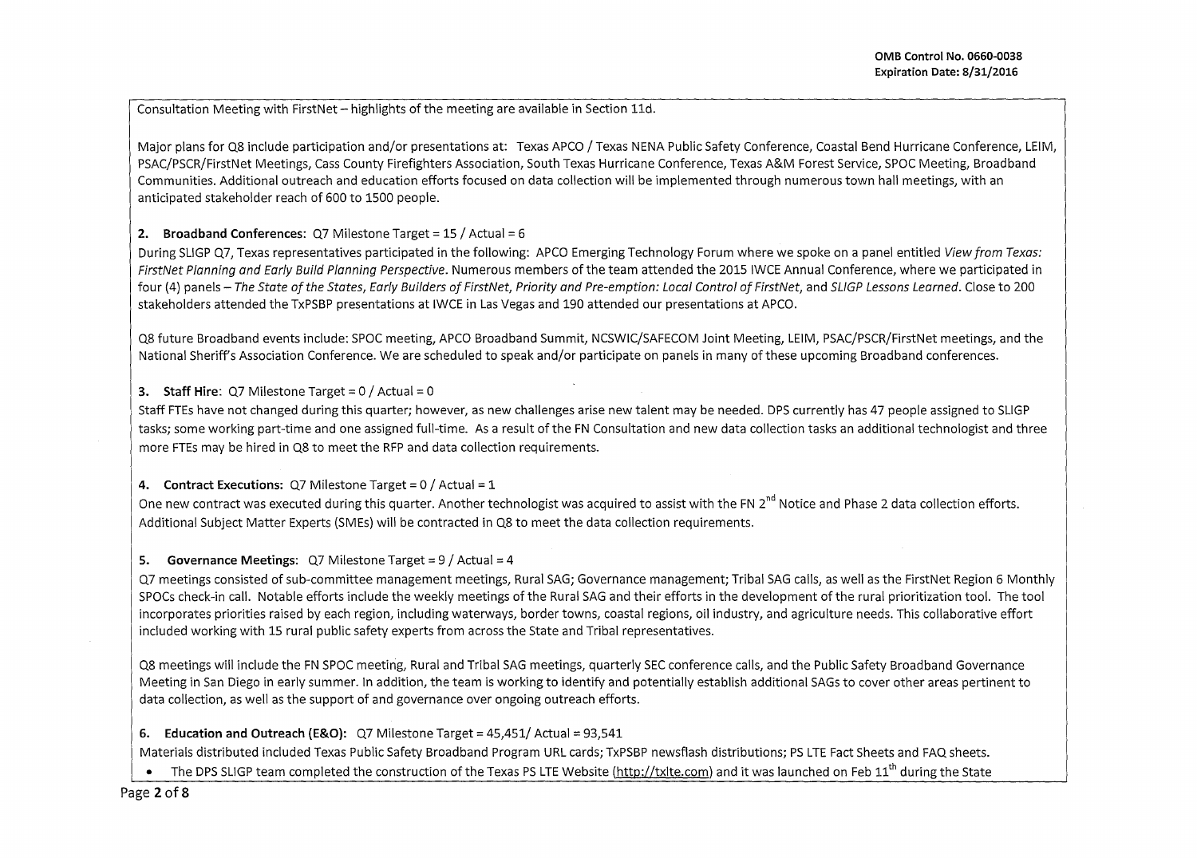Consultation Meeting with FirstNet – highlights of the meeting are available in Section 11d.

Major plans for Q8 include participation and/or presentations at: Texas APCO / Texas NENA Public Safety Conference, Coastal Bend Hurricane Conference, LEIM, PSAC/PSCR/FirstNet Meetings, Cass County Firefighters Association, South Texas Hurricane Conference, Texas A&M Forest Service, SPOC Meeting, Broadband Communities. Additional outreach and education efforts focused on data collection will be implemented through numerous town hall meetings, with an anticipated stakeholder reach of 600 to 1500 people.

**2. Broadband Conferences**: Q7 Milestone Target = 15 / Actual = 6

During SLIGP Q7, Texas representatives participated in the following: APCO Emerging Technology Forum where we spoke on a panel entitled *View from Texas: FirstNet Planning and Early Build Planning Perspective*. Numerous members of the team attended the 2015 IWCE Annual Conference, where we participated in four (4) panels – *The State of the States, Early Builders of FirstNet, Priority and Pre-emption: Local Control of FirstNet*, and *SLIGP Lessons Learned*. Close to 200 stakeholders attended the TxPSBP presentations at IWCE in Las Vegas and 190 attended our presentations at APCO.

Q8 future Broadband events include: SPOC meeting, APCO Broadband Summit, NCSWIC/SAFECOM Joint Meeting, LEIM, PSAC/PSCR/FirstNet meetings, and the National Sheriff's Association Conference. We are scheduled to speak and/or participate on panels in many of these upcoming Broadband conferences.

**3. Staff Hire**: Q7 Milestone Target = 0 / Actual = 0

Staff FTEs have not changed during this quarter; however, as new challenges arise new talent may be needed. DPS currently has 47 people assigned to SLIGP tasks; some working part-time and one assigned full-time. As a result of the FN Consultation and new data collection tasks an additional technologist and three more FTEs may be hired in Q8 to meet the RFP and data collection requirements.

**4. Contract Executions:** Q7 Milestone Target = 0 / Actual = 1

One new contract was executed during this quarter. Another technologist was acquired to assist with the FN 2nd Notice and Phase 2 data collection efforts. Additional Subject Matter Experts (SMEs) will be contracted in Q8 to meet the data collection requirements.

**5. Governance Meetings**: Q7 Milestone Target = 9 / Actual = 4

Q7 meetings consisted of sub-committee management meetings, Rural SAG; Governance management; Tribal SAG calls, as well as the FirstNet Region 6 Monthly SPOCs check-in call. Notable efforts include the weekly meetings of the Rural SAG and their efforts in the development of the rural prioritization tool. The tool incorporates priorities raised by each region, including waterways, border towns, coastal regions, oil industry, and agriculture needs. This collaborative effort included working with 15 rural public safety experts from across the State and Tribal representatives.

Q8 meetings will include the FN SPOC meeting, Rural and Tribal SAG meetings, quarterly SEC conference calls, and the Public Safety Broadband Governance Meeting in San Diego in early summer. In addition, the team is working to identify and potentially establish additional SAGs to cover other areas pertinent to data collection, as well as the support of and governance over ongoing outreach efforts.

**6. Education and Outreach (E&O):** Q7 Milestone Target = 45,451/ Actual = 93,541

Materials distributed included Texas Public Safety Broadband Program URL cards; TxPSBP newsflash distributions; PS LTE Fact Sheets and FAQ sheets.

- The DPS SLIGP team completed the construction of the Texas PS LTE Website (http://txlte.com) and it was launched on Feb 11th during the State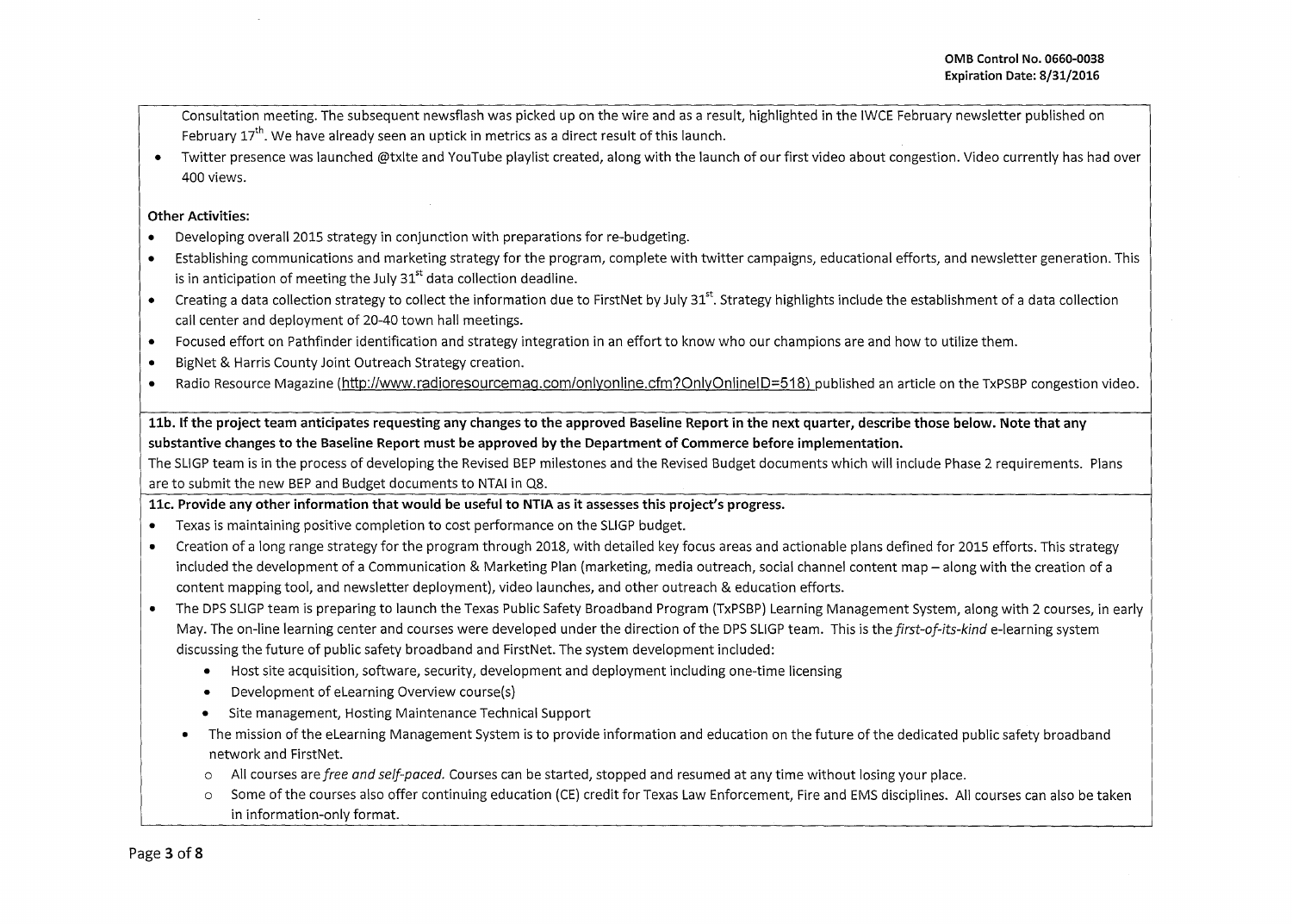Consultation meeting. The subsequent newsflash was picked up on the wire and as a result, highlighted in the IWCE February newsletter published on February 17th. We have already seen an uptick in metrics as a direct result of this launch.

- Twitter presence was launched @txlte and YouTube playlist created, along with the launch of our first video about congestion. Video currently has had over 400 views.

**Other Activities:**

- Developing overall 2015 strategy in conjunction with preparations for re-budgeting.
- Establishing communications and marketing strategy for the program, complete with twitter campaigns, educational efforts, and newsletter generation. This is in anticipation of meeting the July 31st data collection deadline.
- Creating a data collection strategy to collect the information due to FirstNet by July 31st. Strategy highlights include the establishment of a data collection call center and deployment of 20-40 town hall meetings.
- Focused effort on Pathfinder identification and strategy integration in an effort to know who our champions are and how to utilize them.
- BigNet & Harris County Joint Outreach Strategy creation.
- Radio Resource Magazine (http://www.radioresourcemag.com/onlyonline.cfm?OnlyOnlineID=518) published an article on the TxPSBP congestion video.

**11b. If the project team anticipates requesting any changes to the approved Baseline Report in the next quarter, describe those below. Note that any substantive changes to the Baseline Report must be approved by the Department of Commerce before implementation.**

The SLIGP team is in the process of developing the Revised BEP milestones and the Revised Budget documents which will include Phase 2 requirements. Plans are to submit the new BEP and Budget documents to NTAI in Q8.

**11c. Provide any other information that would be useful to NTIA as it assesses this project's progress.**

- Texas is maintaining positive completion to cost performance on the SLIGP budget.
- Creation of a long range strategy for the program through 2018, with detailed key focus areas and actionable plans defined for 2015 efforts. This strategy included the development of a Communication & Marketing Plan (marketing, media outreach, social channel content map – along with the creation of a content mapping tool, and newsletter deployment), video launches, and other outreach & education efforts.
- The DPS SLIGP team is preparing to launch the Texas Public Safety Broadband Program (TxPSBP) Learning Management System, along with 2 courses, in early May. The on-line learning center and courses were developed under the direction of the DPS SLIGP team. This is the *first-of-its-kind* e-learning system discussing the future of public safety broadband and FirstNet. The system development included:
  - Host site acquisition, software, security, development and deployment including one-time licensing
  - Development of eLearning Overview course(s)
  - Site management, Hosting Maintenance Technical Support
- The mission of the eLearning Management System is to provide information and education on the future of the dedicated public safety broadband network and FirstNet.
  - All courses are *free and self-paced.* Courses can be started, stopped and resumed at any time without losing your place.
  - Some of the courses also offer continuing education (CE) credit for Texas Law Enforcement, Fire and EMS disciplines. All courses can also be taken in information-only format.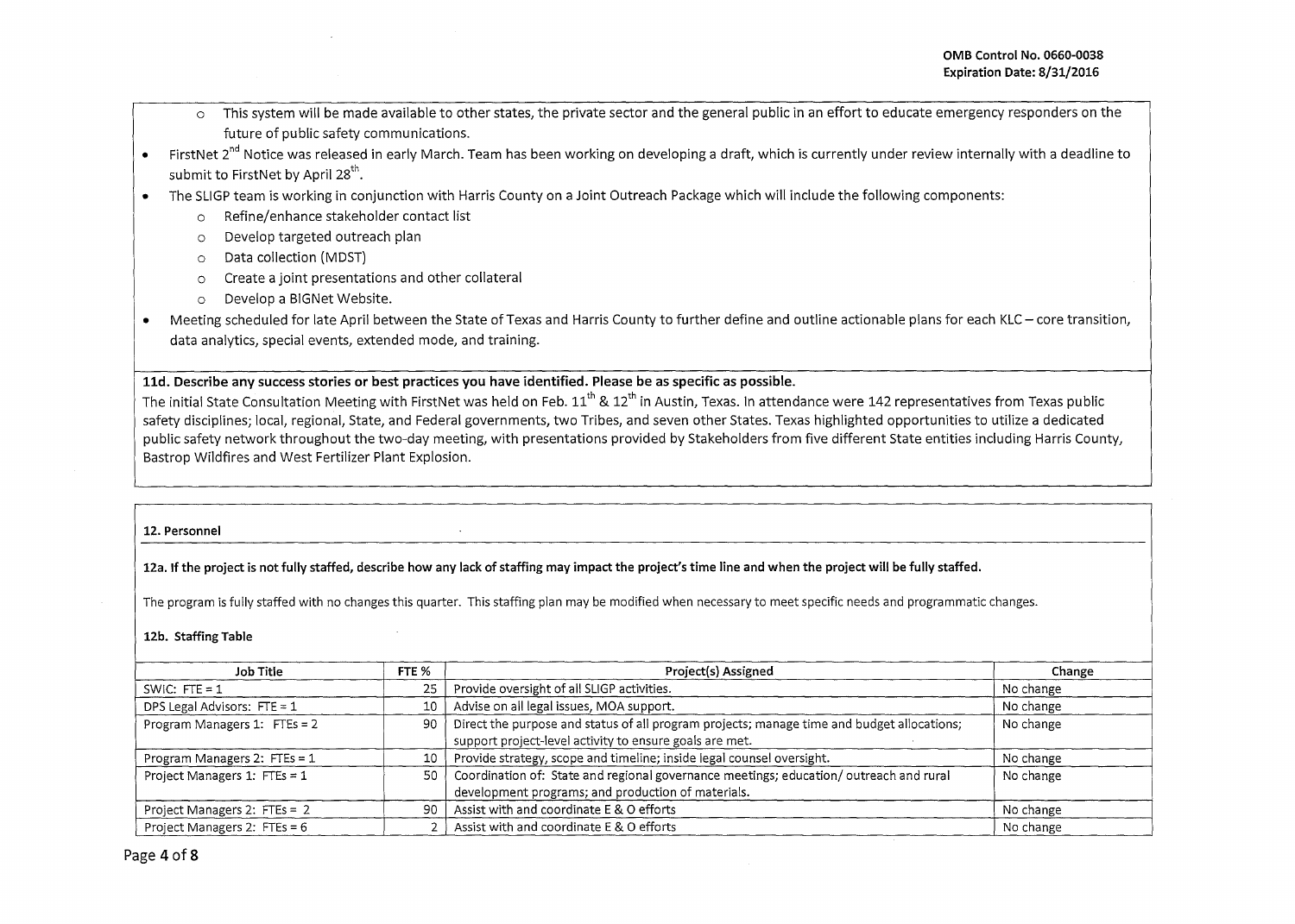- This system will be made available to other states, the private sector and the general public in an effort to educate emergency responders on the future of public safety communications.

- FirstNet 2nd Notice was released in early March. Team has been working on developing a draft, which is currently under review internally with a deadline to submit to FirstNet by April 28th.
- The SLIGP team is working in conjunction with Harris County on a Joint Outreach Package which will include the following components:
  - Refine/enhance stakeholder contact list
  - Develop targeted outreach plan
  - Data collection (MDST)
  - Create a joint presentations and other collateral
  - Develop a BIGNet Website.
- Meeting scheduled for late April between the State of Texas and Harris County to further define and outline actionable plans for each KLC – core transition, data analytics, special events, extended mode, and training.

**11d. Describe any success stories or best practices you have identified. Please be as specific as possible.**

The initial State Consultation Meeting with FirstNet was held on Feb. 11th & 12th in Austin, Texas. In attendance were 142 representatives from Texas public safety disciplines; local, regional, State, and Federal governments, two Tribes, and seven other States. Texas highlighted opportunities to utilize a dedicated public safety network throughout the two-day meeting, with presentations provided by Stakeholders from five different State entities including Harris County, Bastrop Wildfires and West Fertilizer Plant Explosion.

**12. Personnel**

**12a. If the project is not fully staffed, describe how any lack of staffing may impact the project's time line and when the project will be fully staffed.**

The program is fully staffed with no changes this quarter. This staffing plan may be modified when necessary to meet specific needs and programmatic changes.

**12b. Staffing Table**

| Job Title | FTE % | Project(s) Assigned | Change |
|---|---|---|---|
| SWIC: FTE = 1 | 25 | Provide oversight of all SLIGP activities. | No change |
| DPS Legal Advisors: FTE = 1 | 10 | Advise on all legal issues, MOA support. | No change |
| Program Managers 1: FTEs = 2 | 90 | Direct the purpose and status of all program projects; manage time and budget allocations; support project-level activity to ensure goals are met. | No change |
| Program Managers 2: FTEs = 1 | 10 | Provide strategy, scope and timeline; inside legal counsel oversight. | No change |
| Project Managers 1: FTEs = 1 | 50 | Coordination of: State and regional governance meetings; education/ outreach and rural development programs; and production of materials. | No change |
| Project Managers 2: FTEs = 2 | 90 | Assist with and coordinate E & O efforts | No change |
| Project Managers 2: FTEs = 6 | 2 | Assist with and coordinate E & O efforts | No change |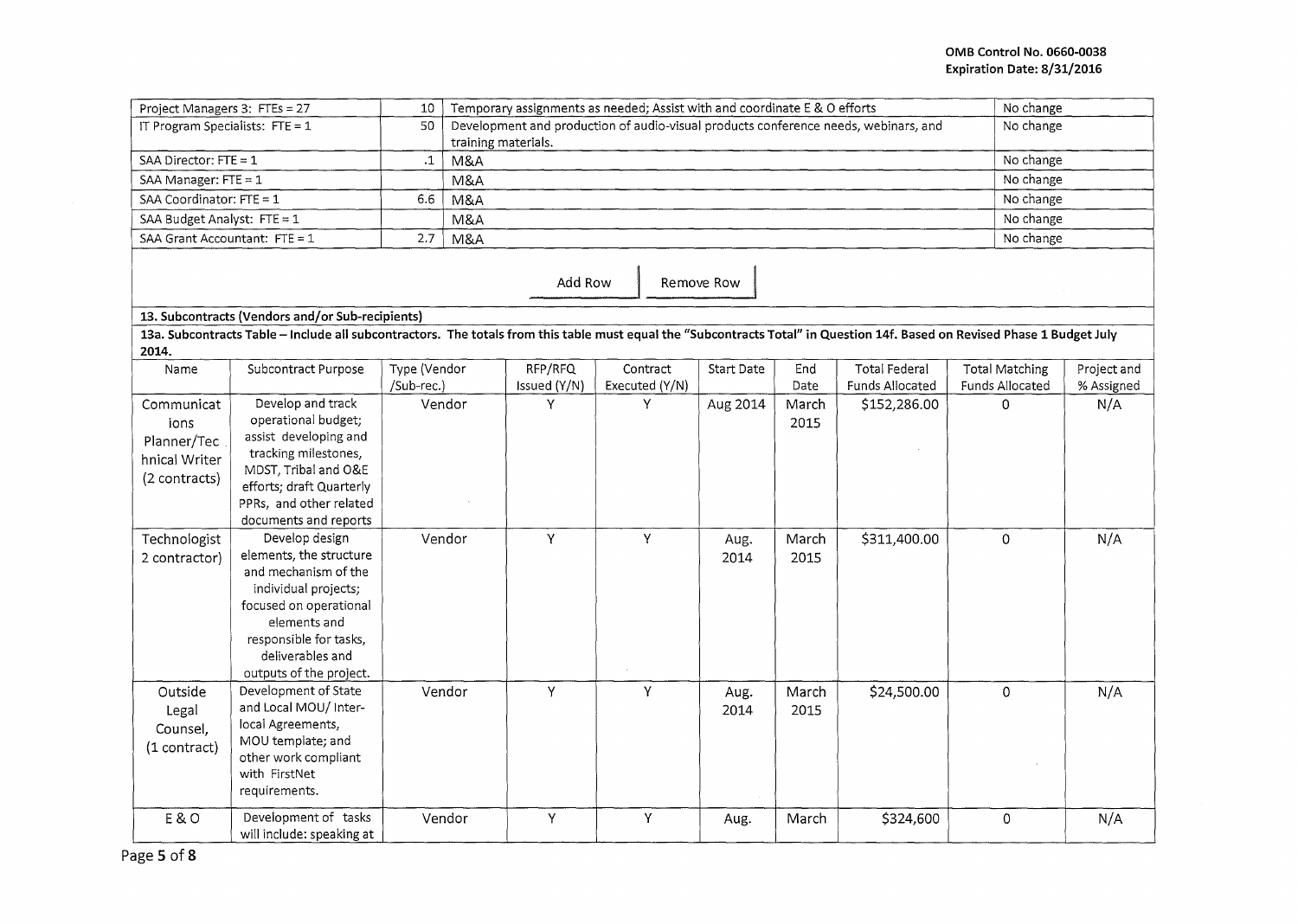| | | | |
|---|---|---|---|
| Project Managers 3: FTEs = 27 | 10 | Temporary assignments as needed; Assist with and coordinate E & O efforts | No change |
| IT Program Specialists: FTE = 1 | 50 | Development and production of audio-visual products conference needs, webinars, and training materials. | No change |
| SAA Director: FTE = 1 | .1 | M&A | No change |
| SAA Manager: FTE = 1 | | M&A | No change |
| SAA Coordinator: FTE = 1 | 6.6 | M&A | No change |
| SAA Budget Analyst: FTE = 1 | | M&A | No change |
| SAA Grant Accountant: FTE = 1 | 2.7 | M&A | No change |

Add Row | Remove Row

**13. Subcontracts (Vendors and/or Sub-recipients)**

**13a. Subcontracts Table – Include all subcontractors. The totals from this table must equal the "Subcontracts Total" in Question 14f. Based on Revised Phase 1 Budget July 2014.**

| Name | Subcontract Purpose | Type (Vendor /Sub-rec.) | RFP/RFQ Issued (Y/N) | Contract Executed (Y/N) | Start Date | End Date | Total Federal Funds Allocated | Total Matching Funds Allocated | Project and % Assigned |
|---|---|---|---|---|---|---|---|---|---|
| Communications Planner/Technical Writer (2 contracts) | Develop and track operational budget; assist developing and tracking milestones, MDST, Tribal and O&E efforts; draft Quarterly PPRs, and other related documents and reports | Vendor | Y | Y | Aug 2014 | March 2015 | $152,286.00 | 0 | N/A |
| Technologist 2 contractor) | Develop design elements, the structure and mechanism of the individual projects; focused on operational elements and responsible for tasks, deliverables and outputs of the project. | Vendor | Y | Y | Aug. 2014 | March 2015 | $311,400.00 | 0 | N/A |
| Outside Legal Counsel, (1 contract) | Development of State and Local MOU/ Inter-local Agreements, MOU template; and other work compliant with FirstNet requirements. | Vendor | Y | Y | Aug. 2014 | March 2015 | $24,500.00 | 0 | N/A |
| E & O | Development of tasks will include: speaking at | Vendor | Y | Y | Aug. | March | $324,600 | 0 | N/A |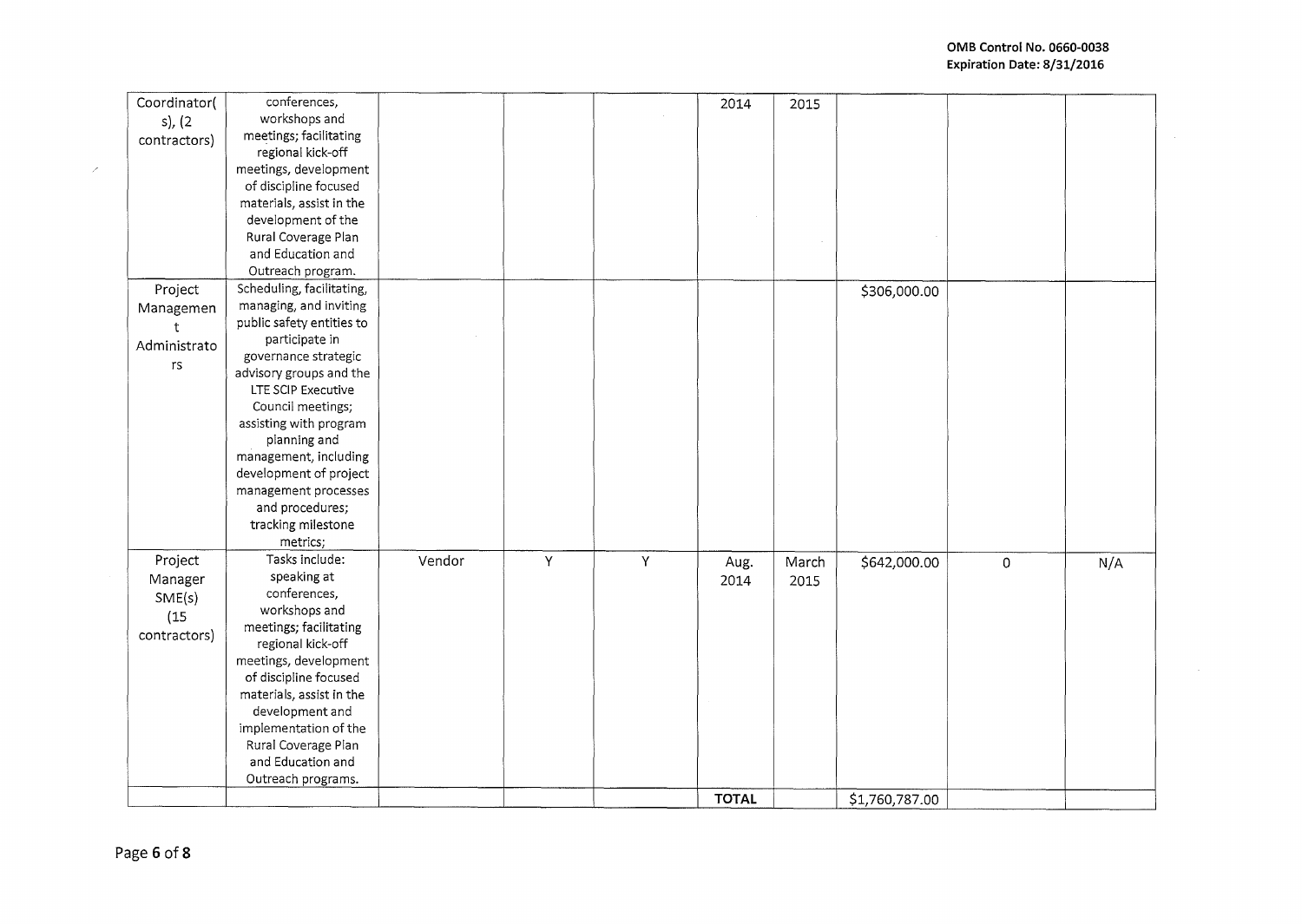| | | | | | | | | | |
|---|---|---|---|---|---|---|---|---|---|
| Coordinator(s), (2 contractors) | conferences, workshops and meetings; facilitating regional kick-off meetings, development of discipline focused materials, assist in the development of the Rural Coverage Plan and Education and Outreach program. | | | | 2014 | 2015 | | | |
| Project Management Administrators | Scheduling, facilitating, managing, and inviting public safety entities to participate in governance strategic advisory groups and the LTE SCIP Executive Council meetings; assisting with program planning and management, including development of project management processes and procedures; tracking milestone metrics; | | | | | | $306,000.00 | | |
| Project Manager SME(s) (15 contractors) | Tasks include: speaking at conferences, workshops and meetings; facilitating regional kick-off meetings, development of discipline focused materials, assist in the development and implementation of the Rural Coverage Plan and Education and Outreach programs. | Vendor | Y | Y | Aug. 2014 | March 2015 | $642,000.00 | 0 | N/A |
| | | | | | **TOTAL** | | $1,760,787.00 | | |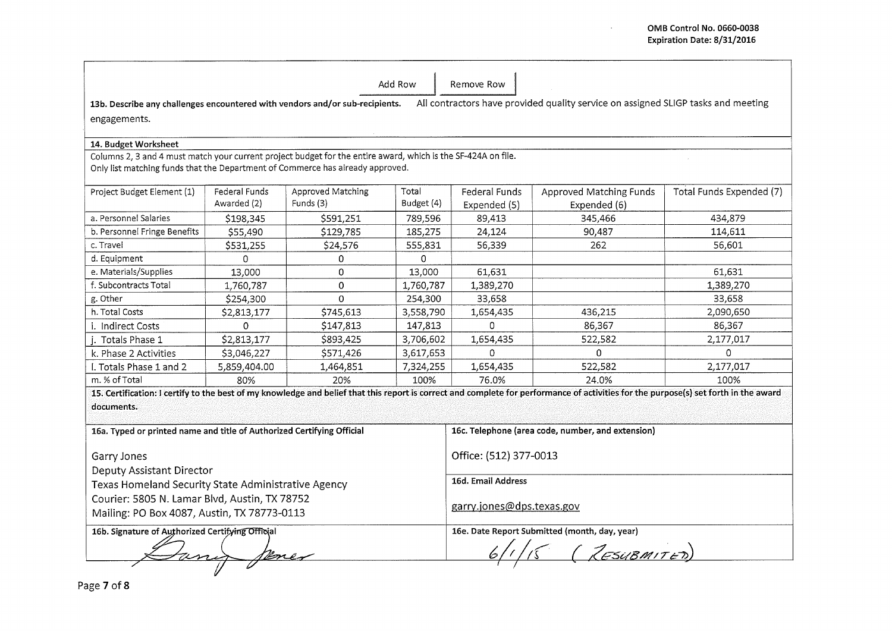OMB Control No. 0660-0038
Expiration Date: 8/31/2016

Add Row | Remove Row

**13b. Describe any challenges encountered with vendors and/or sub-recipients.** All contractors have provided quality service on assigned SLIGP tasks and meeting engagements.

**14. Budget Worksheet**

Columns 2, 3 and 4 must match your current project budget for the entire award, which is the SF-424A on file.
Only list matching funds that the Department of Commerce has already approved.

| Project Budget Element (1) | Federal Funds Awarded (2) | Approved Matching Funds (3) | Total Budget (4) | Federal Funds Expended (5) | Approved Matching Funds Expended (6) | Total Funds Expended (7) |
|---|---|---|---|---|---|---|
| a. Personnel Salaries | $198,345 | $591,251 | 789,596 | 89,413 | 345,466 | 434,879 |
| b. Personnel Fringe Benefits | $55,490 | $129,785 | 185,275 | 24,124 | 90,487 | 114,611 |
| c. Travel | $531,255 | $24,576 | 555,831 | 56,339 | 262 | 56,601 |
| d. Equipment | 0 | 0 | 0 | | | |
| e. Materials/Supplies | 13,000 | 0 | 13,000 | 61,631 | | 61,631 |
| f. Subcontracts Total | 1,760,787 | 0 | 1,760,787 | 1,389,270 | | 1,389,270 |
| g. Other | $254,300 | 0 | 254,300 | 33,658 | | 33,658 |
| h. Total Costs | $2,813,177 | $745,613 | 3,558,790 | 1,654,435 | 436,215 | 2,090,650 |
| i. Indirect Costs | 0 | $147,813 | 147,813 | 0 | 86,367 | 86,367 |
| j. Totals Phase 1 | $2,813,177 | $893,425 | 3,706,602 | 1,654,435 | 522,582 | 2,177,017 |
| k. Phase 2 Activities | $3,046,227 | $571,426 | 3,617,653 | 0 | 0 | 0 |
| l. Totals Phase 1 and 2 | 5,859,404.00 | 1,464,851 | 7,324,255 | 1,654,435 | 522,582 | 2,177,017 |
| m. % of Total | 80% | 20% | 100% | 76.0% | 24.0% | 100% |

**15. Certification: I certify to the best of my knowledge and belief that this report is correct and complete for performance of activities for the purpose(s) set forth in the award documents.**

**16a. Typed or printed name and title of Authorized Certifying Official**

Garry Jones
Deputy Assistant Director
Texas Homeland Security State Administrative Agency
Courier: 5805 N. Lamar Blvd, Austin, TX 78752
Mailing: PO Box 4087, Austin, TX 78773-0113

**16b. Signature of Authorized Certifying Official**

Garry Jones

**16c. Telephone (area code, number, and extension)**

Office: (512) 377-0013

**16d. Email Address**

garry.jones@dps.texas.gov

**16e. Date Report Submitted (month, day, year)**

6/1/15 (RESUBMITED)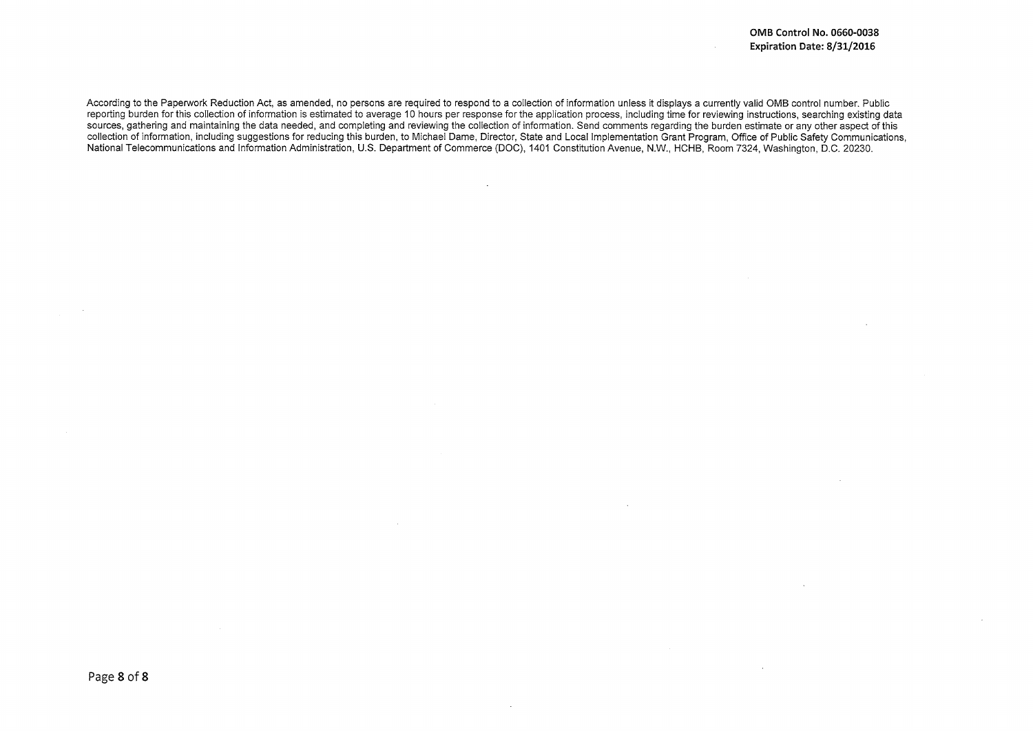OMB Control No. 0660-0038
Expiration Date: 8/31/2016

According to the Paperwork Reduction Act, as amended, no persons are required to respond to a collection of information unless it displays a currently valid OMB control number. Public reporting burden for this collection of information is estimated to average 10 hours per response for the application process, including time for reviewing instructions, searching existing data sources, gathering and maintaining the data needed, and completing and reviewing the collection of information. Send comments regarding the burden estimate or any other aspect of this collection of information, including suggestions for reducing this burden, to Michael Dame, Director, State and Local Implementation Grant Program, Office of Public Safety Communications, National Telecommunications and Information Administration, U.S. Department of Commerce (DOC), 1401 Constitution Avenue, N.W., HCHB, Room 7324, Washington, D.C. 20230.